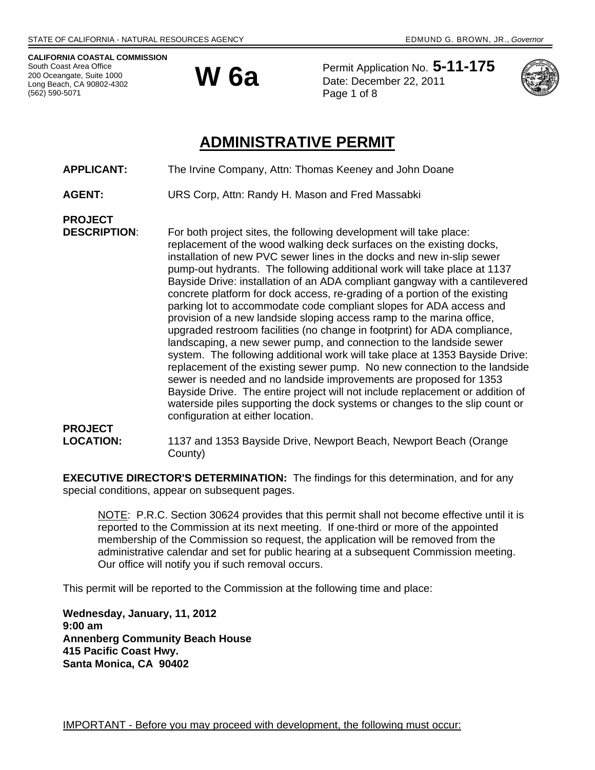STATE OF CALIFORNIA - NATURAL RESOURCES AGENCY — EDMUND G. BROWN, JR., *Governor*

**CALIFORNIA COASTAL COMMISSION**
South Coast Area Office
200 Oceangate, Suite 1000
Long Beach, CA 90802-4302
(562) 590-5071

# W 6a

Permit Application No. **5-11-175**
Date: December 22, 2011
Page 1 of 8

## ADMINISTRATIVE PERMIT

**APPLICANT:** The Irvine Company, Attn: Thomas Keeney and John Doane

**AGENT:** URS Corp, Attn: Randy H. Mason and Fred Massabki

**PROJECT DESCRIPTION**: For both project sites, the following development will take place: replacement of the wood walking deck surfaces on the existing docks, installation of new PVC sewer lines in the docks and new in-slip sewer pump-out hydrants. The following additional work will take place at 1137 Bayside Drive: installation of an ADA compliant gangway with a cantilevered concrete platform for dock access, re-grading of a portion of the existing parking lot to accommodate code compliant slopes for ADA access and provision of a new landside sloping access ramp to the marina office, upgraded restroom facilities (no change in footprint) for ADA compliance, landscaping, a new sewer pump, and connection to the landside sewer system. The following additional work will take place at 1353 Bayside Drive: replacement of the existing sewer pump. No new connection to the landside sewer is needed and no landside improvements are proposed for 1353 Bayside Drive. The entire project will not include replacement or addition of waterside piles supporting the dock systems or changes to the slip count or configuration at either location.

**PROJECT LOCATION:** 1137 and 1353 Bayside Drive, Newport Beach, Newport Beach (Orange County)

**EXECUTIVE DIRECTOR'S DETERMINATION:** The findings for this determination, and for any special conditions, appear on subsequent pages.

> NOTE: P.R.C. Section 30624 provides that this permit shall not become effective until it is reported to the Commission at its next meeting. If one-third or more of the appointed membership of the Commission so request, the application will be removed from the administrative calendar and set for public hearing at a subsequent Commission meeting. Our office will notify you if such removal occurs.

This permit will be reported to the Commission at the following time and place:

**Wednesday, January, 11, 2012**
**9:00 am**
**Annenberg Community Beach House**
**415 Pacific Coast Hwy.**
**Santa Monica, CA 90402**

IMPORTANT - Before you may proceed with development, the following must occur: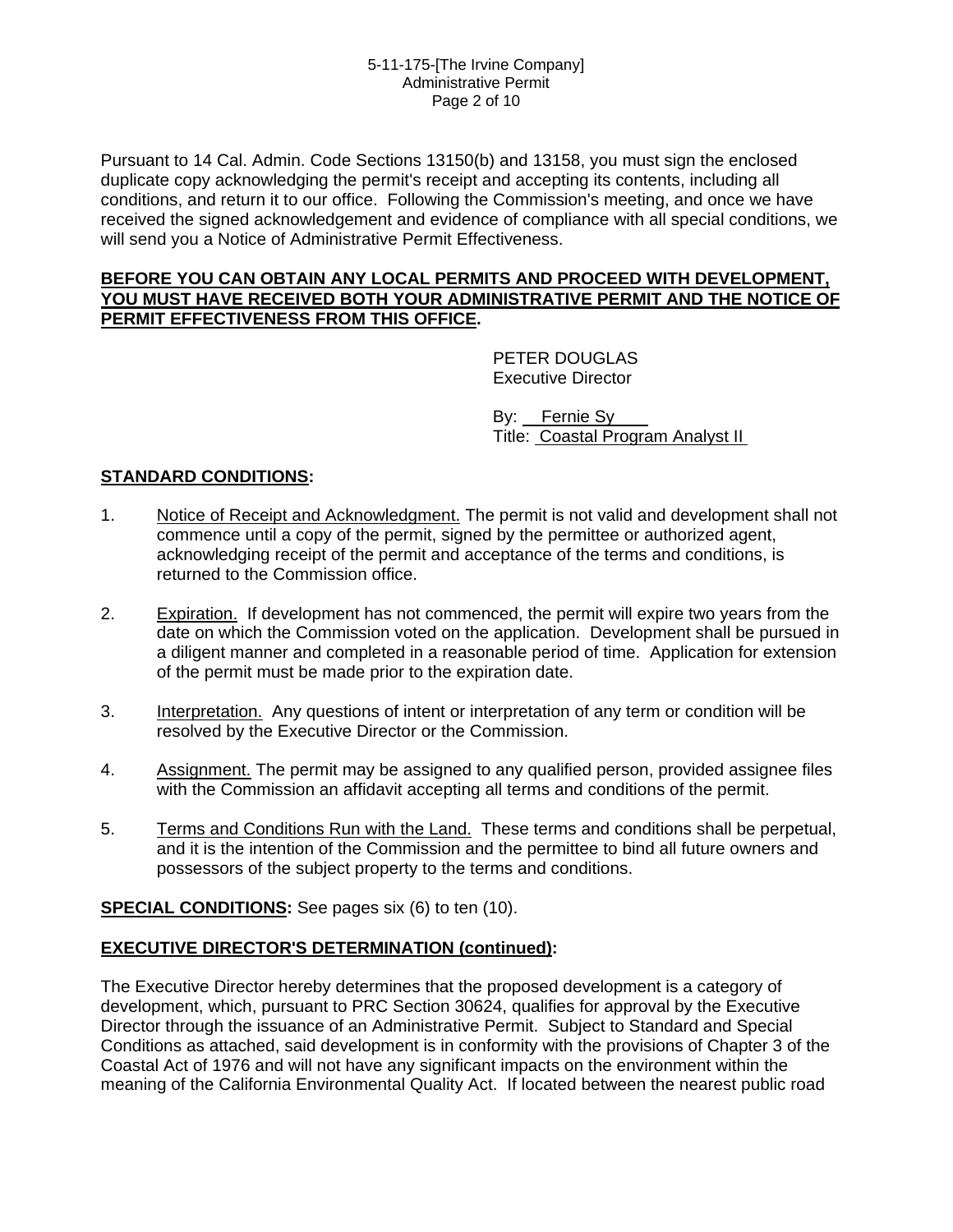Pursuant to 14 Cal. Admin. Code Sections 13150(b) and 13158, you must sign the enclosed duplicate copy acknowledging the permit's receipt and accepting its contents, including all conditions, and return it to our office. Following the Commission's meeting, and once we have received the signed acknowledgement and evidence of compliance with all special conditions, we will send you a Notice of Administrative Permit Effectiveness.

**BEFORE YOU CAN OBTAIN ANY LOCAL PERMITS AND PROCEED WITH DEVELOPMENT, YOU MUST HAVE RECEIVED BOTH YOUR ADMINISTRATIVE PERMIT AND THE NOTICE OF PERMIT EFFECTIVENESS FROM THIS OFFICE.**

PETER DOUGLAS
Executive Director

By: Fernie Sy
Title: Coastal Program Analyst II

## STANDARD CONDITIONS:

1. Notice of Receipt and Acknowledgment. The permit is not valid and development shall not commence until a copy of the permit, signed by the permittee or authorized agent, acknowledging receipt of the permit and acceptance of the terms and conditions, is returned to the Commission office.

2. Expiration. If development has not commenced, the permit will expire two years from the date on which the Commission voted on the application. Development shall be pursued in a diligent manner and completed in a reasonable period of time. Application for extension of the permit must be made prior to the expiration date.

3. Interpretation. Any questions of intent or interpretation of any term or condition will be resolved by the Executive Director or the Commission.

4. Assignment. The permit may be assigned to any qualified person, provided assignee files with the Commission an affidavit accepting all terms and conditions of the permit.

5. Terms and Conditions Run with the Land. These terms and conditions shall be perpetual, and it is the intention of the Commission and the permittee to bind all future owners and possessors of the subject property to the terms and conditions.

**SPECIAL CONDITIONS:** See pages six (6) to ten (10).

## EXECUTIVE DIRECTOR'S DETERMINATION (continued):

The Executive Director hereby determines that the proposed development is a category of development, which, pursuant to PRC Section 30624, qualifies for approval by the Executive Director through the issuance of an Administrative Permit. Subject to Standard and Special Conditions as attached, said development is in conformity with the provisions of Chapter 3 of the Coastal Act of 1976 and will not have any significant impacts on the environment within the meaning of the California Environmental Quality Act. If located between the nearest public road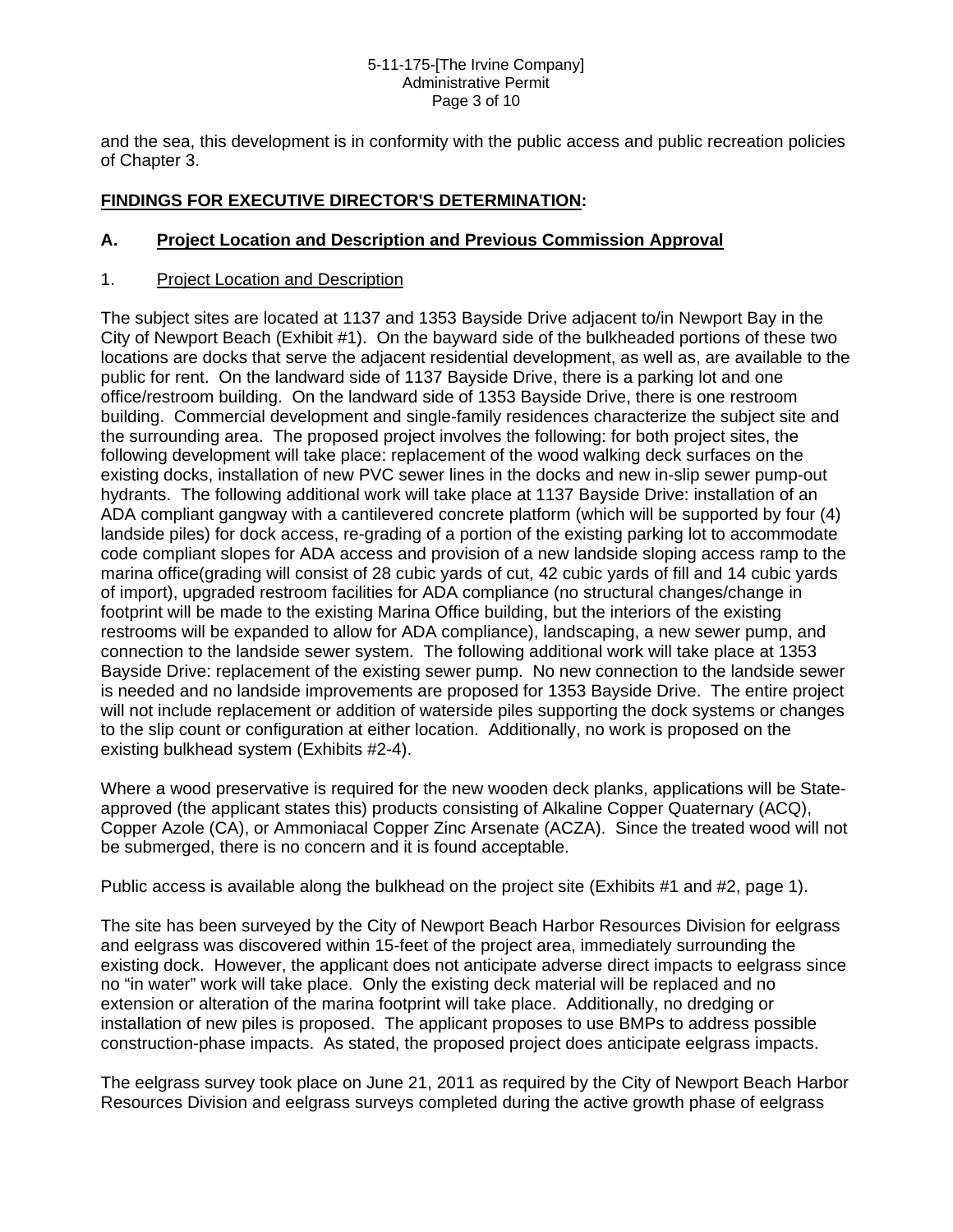and the sea, this development is in conformity with the public access and public recreation policies of Chapter 3.

## **FINDINGS FOR EXECUTIVE DIRECTOR'S DETERMINATION:**

### **A. Project Location and Description and Previous Commission Approval**

#### 1. Project Location and Description

The subject sites are located at 1137 and 1353 Bayside Drive adjacent to/in Newport Bay in the City of Newport Beach (Exhibit #1). On the bayward side of the bulkheaded portions of these two locations are docks that serve the adjacent residential development, as well as, are available to the public for rent. On the landward side of 1137 Bayside Drive, there is a parking lot and one office/restroom building. On the landward side of 1353 Bayside Drive, there is one restroom building. Commercial development and single-family residences characterize the subject site and the surrounding area. The proposed project involves the following: for both project sites, the following development will take place: replacement of the wood walking deck surfaces on the existing docks, installation of new PVC sewer lines in the docks and new in-slip sewer pump-out hydrants. The following additional work will take place at 1137 Bayside Drive: installation of an ADA compliant gangway with a cantilevered concrete platform (which will be supported by four (4) landside piles) for dock access, re-grading of a portion of the existing parking lot to accommodate code compliant slopes for ADA access and provision of a new landside sloping access ramp to the marina office(grading will consist of 28 cubic yards of cut, 42 cubic yards of fill and 14 cubic yards of import), upgraded restroom facilities for ADA compliance (no structural changes/change in footprint will be made to the existing Marina Office building, but the interiors of the existing restrooms will be expanded to allow for ADA compliance), landscaping, a new sewer pump, and connection to the landside sewer system. The following additional work will take place at 1353 Bayside Drive: replacement of the existing sewer pump. No new connection to the landside sewer is needed and no landside improvements are proposed for 1353 Bayside Drive. The entire project will not include replacement or addition of waterside piles supporting the dock systems or changes to the slip count or configuration at either location. Additionally, no work is proposed on the existing bulkhead system (Exhibits #2-4).

Where a wood preservative is required for the new wooden deck planks, applications will be State-approved (the applicant states this) products consisting of Alkaline Copper Quaternary (ACQ), Copper Azole (CA), or Ammoniacal Copper Zinc Arsenate (ACZA). Since the treated wood will not be submerged, there is no concern and it is found acceptable.

Public access is available along the bulkhead on the project site (Exhibits #1 and #2, page 1).

The site has been surveyed by the City of Newport Beach Harbor Resources Division for eelgrass and eelgrass was discovered within 15-feet of the project area, immediately surrounding the existing dock. However, the applicant does not anticipate adverse direct impacts to eelgrass since no "in water" work will take place. Only the existing deck material will be replaced and no extension or alteration of the marina footprint will take place. Additionally, no dredging or installation of new piles is proposed. The applicant proposes to use BMPs to address possible construction-phase impacts. As stated, the proposed project does anticipate eelgrass impacts.

The eelgrass survey took place on June 21, 2011 as required by the City of Newport Beach Harbor Resources Division and eelgrass surveys completed during the active growth phase of eelgrass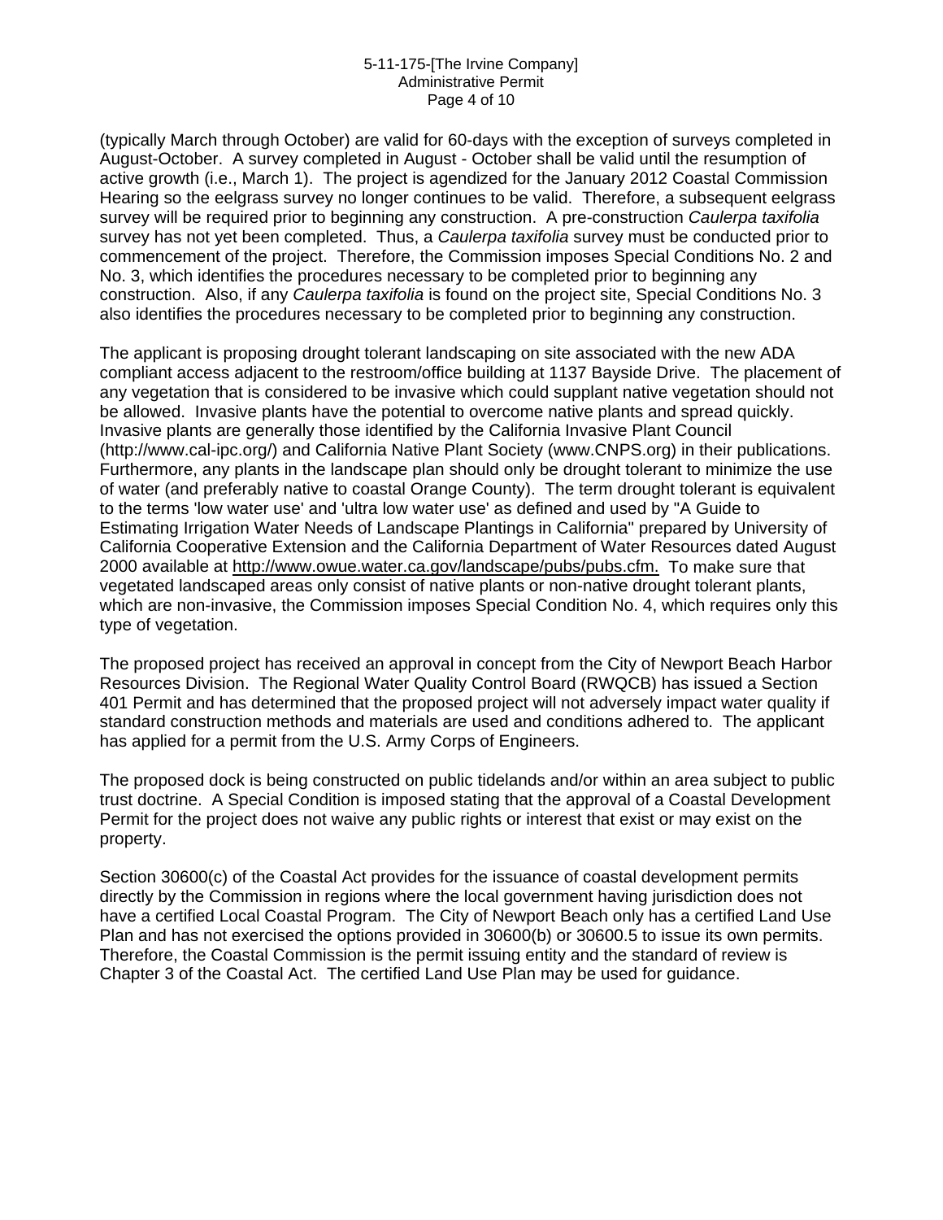(typically March through October) are valid for 60-days with the exception of surveys completed in August-October. A survey completed in August - October shall be valid until the resumption of active growth (i.e., March 1). The project is agendized for the January 2012 Coastal Commission Hearing so the eelgrass survey no longer continues to be valid. Therefore, a subsequent eelgrass survey will be required prior to beginning any construction. A pre-construction *Caulerpa taxifolia* survey has not yet been completed. Thus, a *Caulerpa taxifolia* survey must be conducted prior to commencement of the project. Therefore, the Commission imposes Special Conditions No. 2 and No. 3, which identifies the procedures necessary to be completed prior to beginning any construction. Also, if any *Caulerpa taxifolia* is found on the project site, Special Conditions No. 3 also identifies the procedures necessary to be completed prior to beginning any construction.

The applicant is proposing drought tolerant landscaping on site associated with the new ADA compliant access adjacent to the restroom/office building at 1137 Bayside Drive. The placement of any vegetation that is considered to be invasive which could supplant native vegetation should not be allowed. Invasive plants have the potential to overcome native plants and spread quickly. Invasive plants are generally those identified by the California Invasive Plant Council (http://www.cal-ipc.org/) and California Native Plant Society (www.CNPS.org) in their publications. Furthermore, any plants in the landscape plan should only be drought tolerant to minimize the use of water (and preferably native to coastal Orange County). The term drought tolerant is equivalent to the terms 'low water use' and 'ultra low water use' as defined and used by "A Guide to Estimating Irrigation Water Needs of Landscape Plantings in California" prepared by University of California Cooperative Extension and the California Department of Water Resources dated August 2000 available at http://www.owue.water.ca.gov/landscape/pubs/pubs.cfm. To make sure that vegetated landscaped areas only consist of native plants or non-native drought tolerant plants, which are non-invasive, the Commission imposes Special Condition No. 4, which requires only this type of vegetation.

The proposed project has received an approval in concept from the City of Newport Beach Harbor Resources Division. The Regional Water Quality Control Board (RWQCB) has issued a Section 401 Permit and has determined that the proposed project will not adversely impact water quality if standard construction methods and materials are used and conditions adhered to. The applicant has applied for a permit from the U.S. Army Corps of Engineers.

The proposed dock is being constructed on public tidelands and/or within an area subject to public trust doctrine. A Special Condition is imposed stating that the approval of a Coastal Development Permit for the project does not waive any public rights or interest that exist or may exist on the property.

Section 30600(c) of the Coastal Act provides for the issuance of coastal development permits directly by the Commission in regions where the local government having jurisdiction does not have a certified Local Coastal Program. The City of Newport Beach only has a certified Land Use Plan and has not exercised the options provided in 30600(b) or 30600.5 to issue its own permits. Therefore, the Coastal Commission is the permit issuing entity and the standard of review is Chapter 3 of the Coastal Act. The certified Land Use Plan may be used for guidance.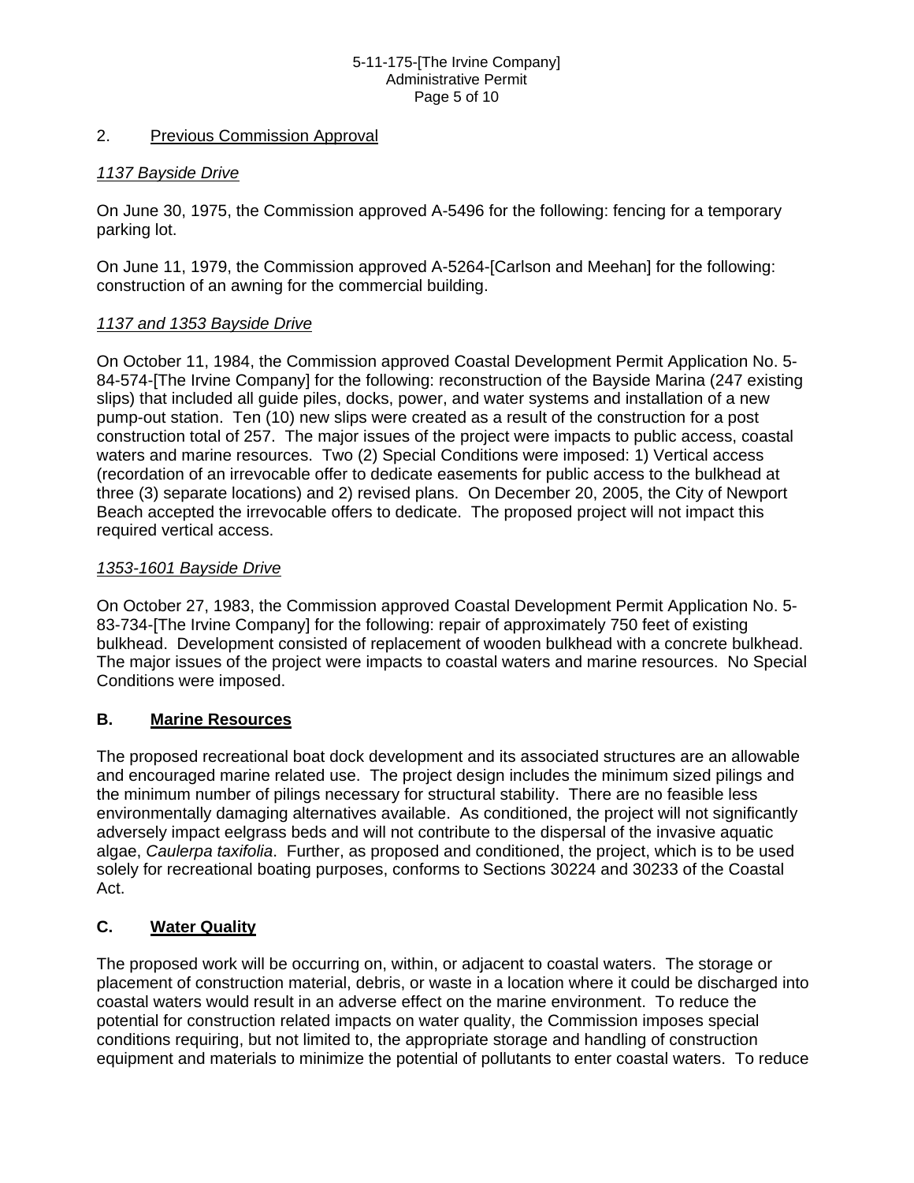2. <u>Previous Commission Approval</u>

*<u>1137 Bayside Drive</u>*

On June 30, 1975, the Commission approved A-5496 for the following: fencing for a temporary parking lot.

On June 11, 1979, the Commission approved A-5264-[Carlson and Meehan] for the following: construction of an awning for the commercial building.

*<u>1137 and 1353 Bayside Drive</u>*

On October 11, 1984, the Commission approved Coastal Development Permit Application No. 5-84-574-[The Irvine Company] for the following: reconstruction of the Bayside Marina (247 existing slips) that included all guide piles, docks, power, and water systems and installation of a new pump-out station. Ten (10) new slips were created as a result of the construction for a post construction total of 257. The major issues of the project were impacts to public access, coastal waters and marine resources. Two (2) Special Conditions were imposed: 1) Vertical access (recordation of an irrevocable offer to dedicate easements for public access to the bulkhead at three (3) separate locations) and 2) revised plans. On December 20, 2005, the City of Newport Beach accepted the irrevocable offers to dedicate. The proposed project will not impact this required vertical access.

*<u>1353-1601 Bayside Drive</u>*

On October 27, 1983, the Commission approved Coastal Development Permit Application No. 5-83-734-[The Irvine Company] for the following: repair of approximately 750 feet of existing bulkhead. Development consisted of replacement of wooden bulkhead with a concrete bulkhead. The major issues of the project were impacts to coastal waters and marine resources. No Special Conditions were imposed.

## B. <u>Marine Resources</u>

The proposed recreational boat dock development and its associated structures are an allowable and encouraged marine related use. The project design includes the minimum sized pilings and the minimum number of pilings necessary for structural stability. There are no feasible less environmentally damaging alternatives available. As conditioned, the project will not significantly adversely impact eelgrass beds and will not contribute to the dispersal of the invasive aquatic algae, *Caulerpa taxifolia*. Further, as proposed and conditioned, the project, which is to be used solely for recreational boating purposes, conforms to Sections 30224 and 30233 of the Coastal Act.

## C. <u>Water Quality</u>

The proposed work will be occurring on, within, or adjacent to coastal waters. The storage or placement of construction material, debris, or waste in a location where it could be discharged into coastal waters would result in an adverse effect on the marine environment. To reduce the potential for construction related impacts on water quality, the Commission imposes special conditions requiring, but not limited to, the appropriate storage and handling of construction equipment and materials to minimize the potential of pollutants to enter coastal waters. To reduce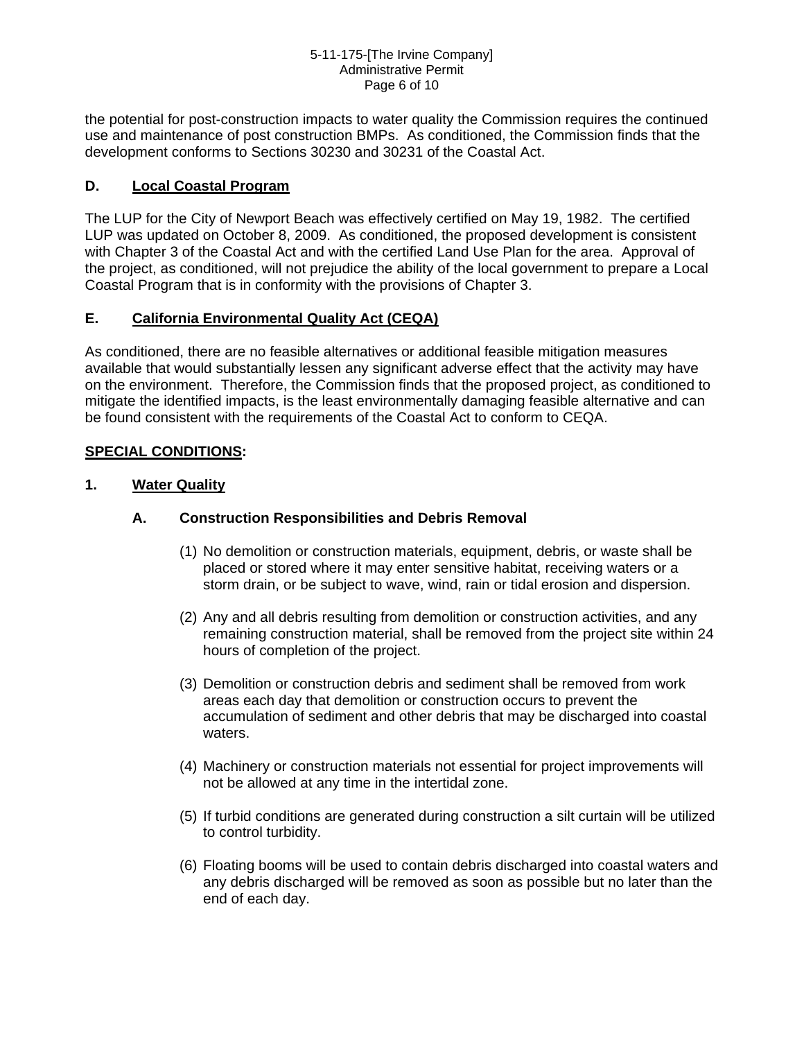the potential for post-construction impacts to water quality the Commission requires the continued use and maintenance of post construction BMPs. As conditioned, the Commission finds that the development conforms to Sections 30230 and 30231 of the Coastal Act.

## D. Local Coastal Program

The LUP for the City of Newport Beach was effectively certified on May 19, 1982. The certified LUP was updated on October 8, 2009. As conditioned, the proposed development is consistent with Chapter 3 of the Coastal Act and with the certified Land Use Plan for the area. Approval of the project, as conditioned, will not prejudice the ability of the local government to prepare a Local Coastal Program that is in conformity with the provisions of Chapter 3.

## E. California Environmental Quality Act (CEQA)

As conditioned, there are no feasible alternatives or additional feasible mitigation measures available that would substantially lessen any significant adverse effect that the activity may have on the environment. Therefore, the Commission finds that the proposed project, as conditioned to mitigate the identified impacts, is the least environmentally damaging feasible alternative and can be found consistent with the requirements of the Coastal Act to conform to CEQA.

## SPECIAL CONDITIONS:

### 1. Water Quality

#### A. Construction Responsibilities and Debris Removal

(1) No demolition or construction materials, equipment, debris, or waste shall be placed or stored where it may enter sensitive habitat, receiving waters or a storm drain, or be subject to wave, wind, rain or tidal erosion and dispersion.

(2) Any and all debris resulting from demolition or construction activities, and any remaining construction material, shall be removed from the project site within 24 hours of completion of the project.

(3) Demolition or construction debris and sediment shall be removed from work areas each day that demolition or construction occurs to prevent the accumulation of sediment and other debris that may be discharged into coastal waters.

(4) Machinery or construction materials not essential for project improvements will not be allowed at any time in the intertidal zone.

(5) If turbid conditions are generated during construction a silt curtain will be utilized to control turbidity.

(6) Floating booms will be used to contain debris discharged into coastal waters and any debris discharged will be removed as soon as possible but no later than the end of each day.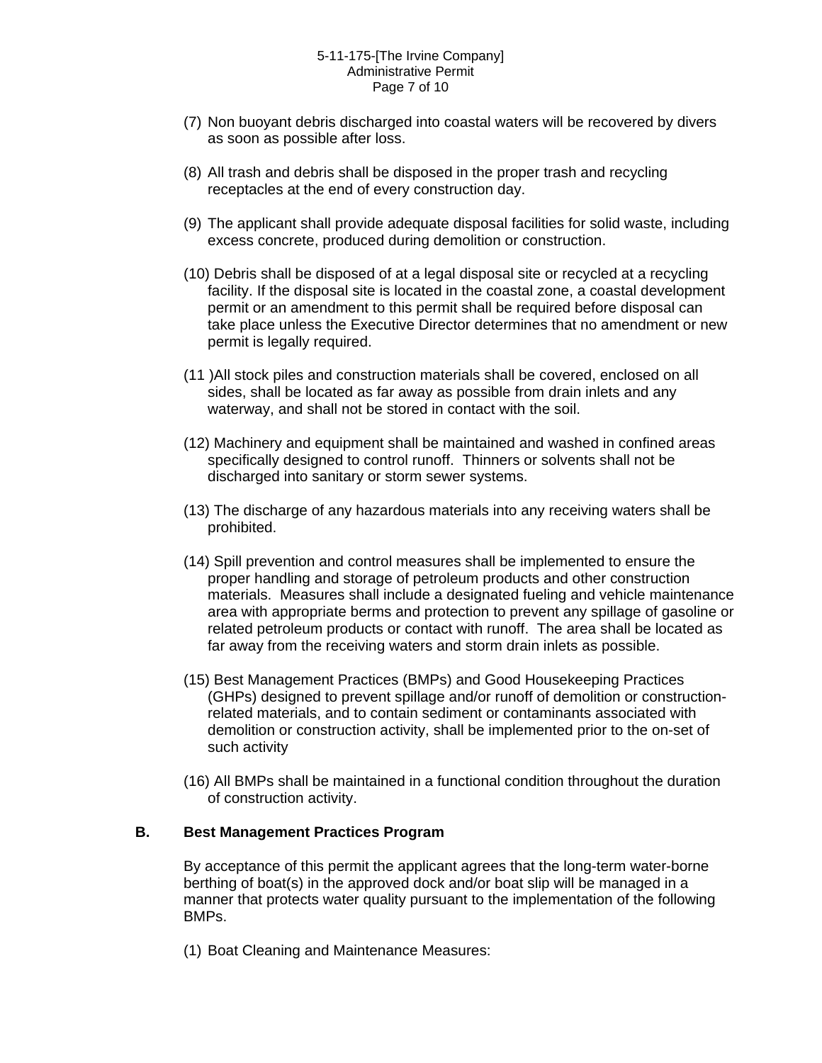(7) Non buoyant debris discharged into coastal waters will be recovered by divers as soon as possible after loss.

(8) All trash and debris shall be disposed in the proper trash and recycling receptacles at the end of every construction day.

(9) The applicant shall provide adequate disposal facilities for solid waste, including excess concrete, produced during demolition or construction.

(10) Debris shall be disposed of at a legal disposal site or recycled at a recycling facility. If the disposal site is located in the coastal zone, a coastal development permit or an amendment to this permit shall be required before disposal can take place unless the Executive Director determines that no amendment or new permit is legally required.

(11 )All stock piles and construction materials shall be covered, enclosed on all sides, shall be located as far away as possible from drain inlets and any waterway, and shall not be stored in contact with the soil.

(12) Machinery and equipment shall be maintained and washed in confined areas specifically designed to control runoff. Thinners or solvents shall not be discharged into sanitary or storm sewer systems.

(13) The discharge of any hazardous materials into any receiving waters shall be prohibited.

(14) Spill prevention and control measures shall be implemented to ensure the proper handling and storage of petroleum products and other construction materials. Measures shall include a designated fueling and vehicle maintenance area with appropriate berms and protection to prevent any spillage of gasoline or related petroleum products or contact with runoff. The area shall be located as far away from the receiving waters and storm drain inlets as possible.

(15) Best Management Practices (BMPs) and Good Housekeeping Practices (GHPs) designed to prevent spillage and/or runoff of demolition or construction-related materials, and to contain sediment or contaminants associated with demolition or construction activity, shall be implemented prior to the on-set of such activity

(16) All BMPs shall be maintained in a functional condition throughout the duration of construction activity.

**B. Best Management Practices Program**

By acceptance of this permit the applicant agrees that the long-term water-borne berthing of boat(s) in the approved dock and/or boat slip will be managed in a manner that protects water quality pursuant to the implementation of the following BMPs.

(1) Boat Cleaning and Maintenance Measures: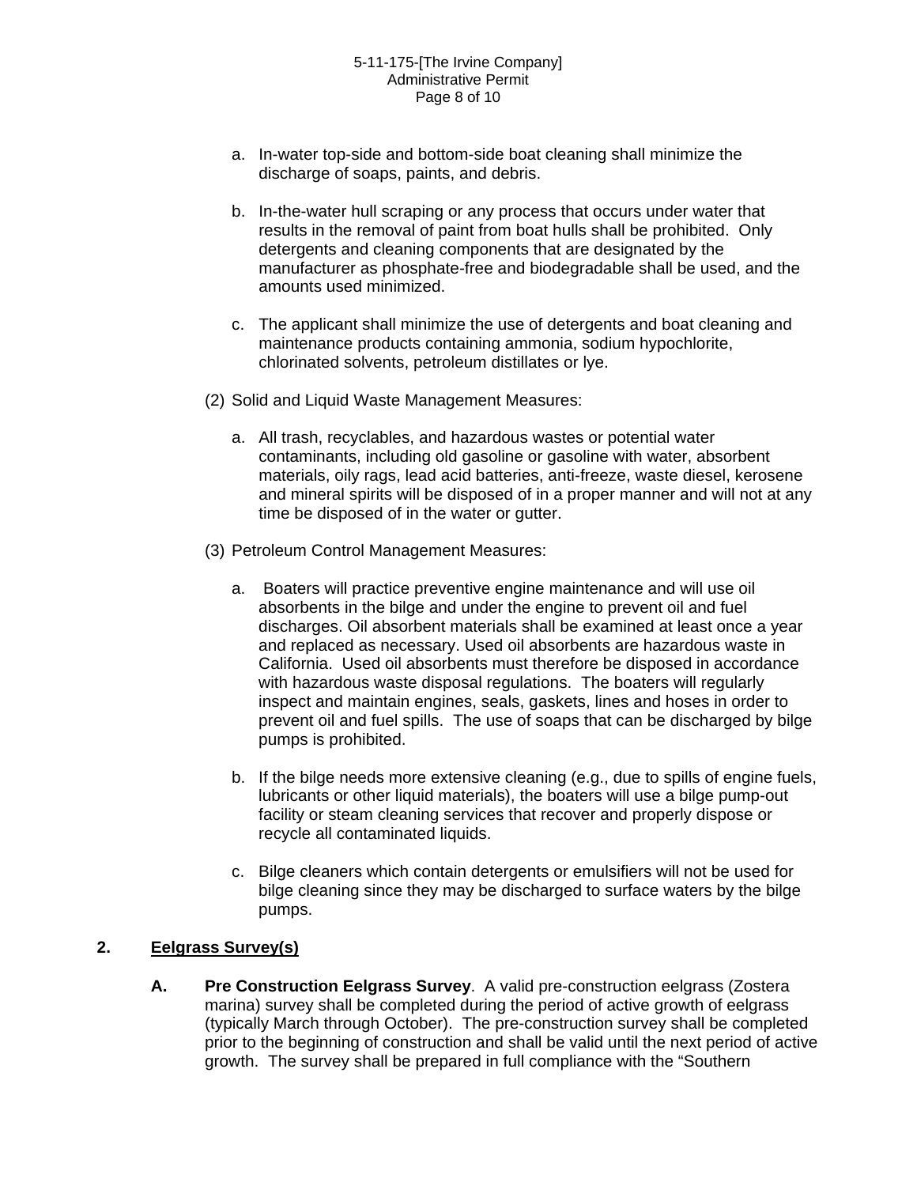a. In-water top-side and bottom-side boat cleaning shall minimize the discharge of soaps, paints, and debris.

b. In-the-water hull scraping or any process that occurs under water that results in the removal of paint from boat hulls shall be prohibited. Only detergents and cleaning components that are designated by the manufacturer as phosphate-free and biodegradable shall be used, and the amounts used minimized.

c. The applicant shall minimize the use of detergents and boat cleaning and maintenance products containing ammonia, sodium hypochlorite, chlorinated solvents, petroleum distillates or lye.

(2) Solid and Liquid Waste Management Measures:

a. All trash, recyclables, and hazardous wastes or potential water contaminants, including old gasoline or gasoline with water, absorbent materials, oily rags, lead acid batteries, anti-freeze, waste diesel, kerosene and mineral spirits will be disposed of in a proper manner and will not at any time be disposed of in the water or gutter.

(3) Petroleum Control Management Measures:

a. Boaters will practice preventive engine maintenance and will use oil absorbents in the bilge and under the engine to prevent oil and fuel discharges. Oil absorbent materials shall be examined at least once a year and replaced as necessary. Used oil absorbents are hazardous waste in California. Used oil absorbents must therefore be disposed in accordance with hazardous waste disposal regulations. The boaters will regularly inspect and maintain engines, seals, gaskets, lines and hoses in order to prevent oil and fuel spills. The use of soaps that can be discharged by bilge pumps is prohibited.

b. If the bilge needs more extensive cleaning (e.g., due to spills of engine fuels, lubricants or other liquid materials), the boaters will use a bilge pump-out facility or steam cleaning services that recover and properly dispose or recycle all contaminated liquids.

c. Bilge cleaners which contain detergents or emulsifiers will not be used for bilge cleaning since they may be discharged to surface waters by the bilge pumps.

**2. Eelgrass Survey(s)**

**A. Pre Construction Eelgrass Survey**. A valid pre-construction eelgrass (Zostera marina) survey shall be completed during the period of active growth of eelgrass (typically March through October). The pre-construction survey shall be completed prior to the beginning of construction and shall be valid until the next period of active growth. The survey shall be prepared in full compliance with the "Southern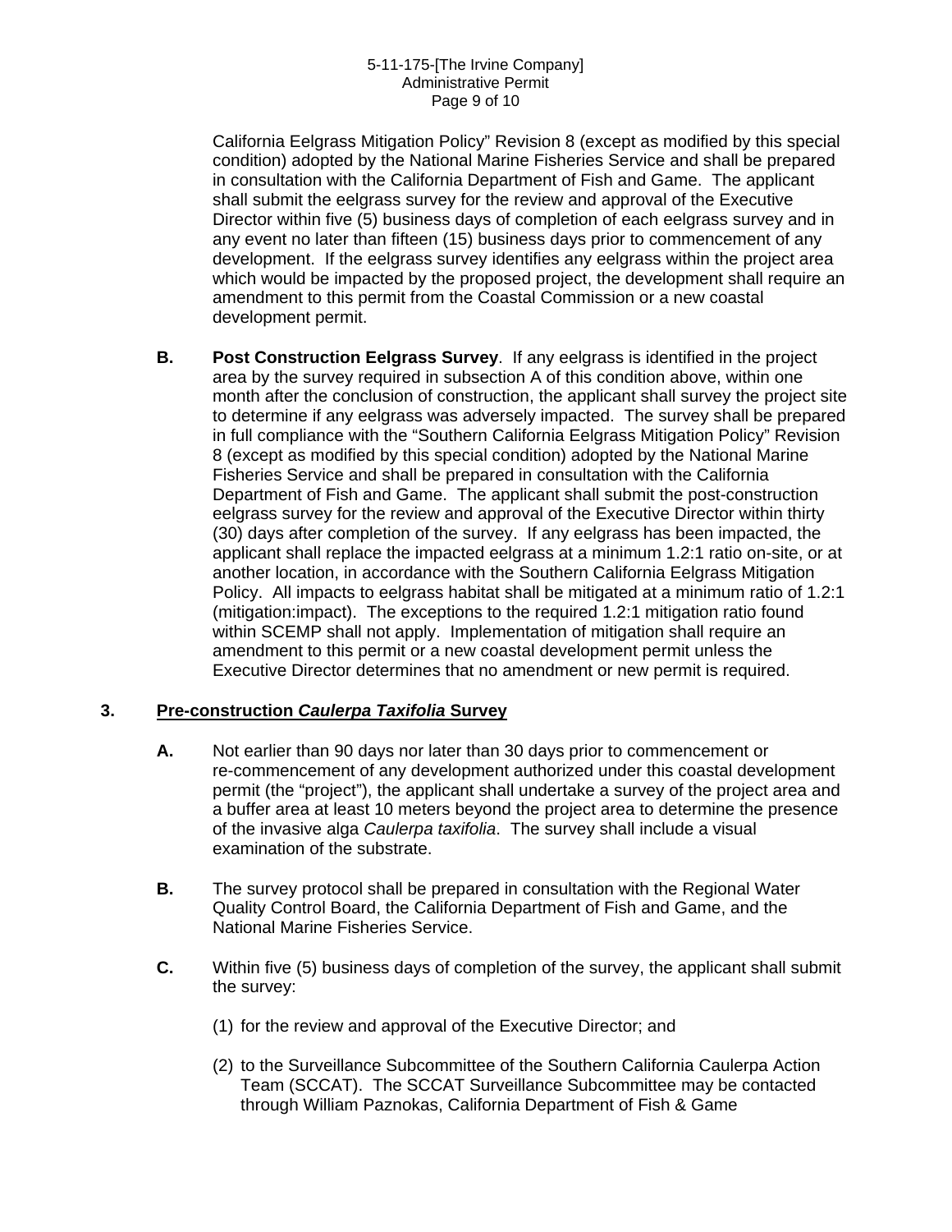California Eelgrass Mitigation Policy" Revision 8 (except as modified by this special condition) adopted by the National Marine Fisheries Service and shall be prepared in consultation with the California Department of Fish and Game. The applicant shall submit the eelgrass survey for the review and approval of the Executive Director within five (5) business days of completion of each eelgrass survey and in any event no later than fifteen (15) business days prior to commencement of any development. If the eelgrass survey identifies any eelgrass within the project area which would be impacted by the proposed project, the development shall require an amendment to this permit from the Coastal Commission or a new coastal development permit.

**B.** **Post Construction Eelgrass Survey**. If any eelgrass is identified in the project area by the survey required in subsection A of this condition above, within one month after the conclusion of construction, the applicant shall survey the project site to determine if any eelgrass was adversely impacted. The survey shall be prepared in full compliance with the "Southern California Eelgrass Mitigation Policy" Revision 8 (except as modified by this special condition) adopted by the National Marine Fisheries Service and shall be prepared in consultation with the California Department of Fish and Game. The applicant shall submit the post-construction eelgrass survey for the review and approval of the Executive Director within thirty (30) days after completion of the survey. If any eelgrass has been impacted, the applicant shall replace the impacted eelgrass at a minimum 1.2:1 ratio on-site, or at another location, in accordance with the Southern California Eelgrass Mitigation Policy. All impacts to eelgrass habitat shall be mitigated at a minimum ratio of 1.2:1 (mitigation:impact). The exceptions to the required 1.2:1 mitigation ratio found within SCEMP shall not apply. Implementation of mitigation shall require an amendment to this permit or a new coastal development permit unless the Executive Director determines that no amendment or new permit is required.

**3.** **Pre-construction *Caulerpa Taxifolia* Survey**

**A.** Not earlier than 90 days nor later than 30 days prior to commencement or re-commencement of any development authorized under this coastal development permit (the "project"), the applicant shall undertake a survey of the project area and a buffer area at least 10 meters beyond the project area to determine the presence of the invasive alga *Caulerpa taxifolia*. The survey shall include a visual examination of the substrate.

**B.** The survey protocol shall be prepared in consultation with the Regional Water Quality Control Board, the California Department of Fish and Game, and the National Marine Fisheries Service.

**C.** Within five (5) business days of completion of the survey, the applicant shall submit the survey:

(1) for the review and approval of the Executive Director; and

(2) to the Surveillance Subcommittee of the Southern California Caulerpa Action Team (SCCAT). The SCCAT Surveillance Subcommittee may be contacted through William Paznokas, California Department of Fish & Game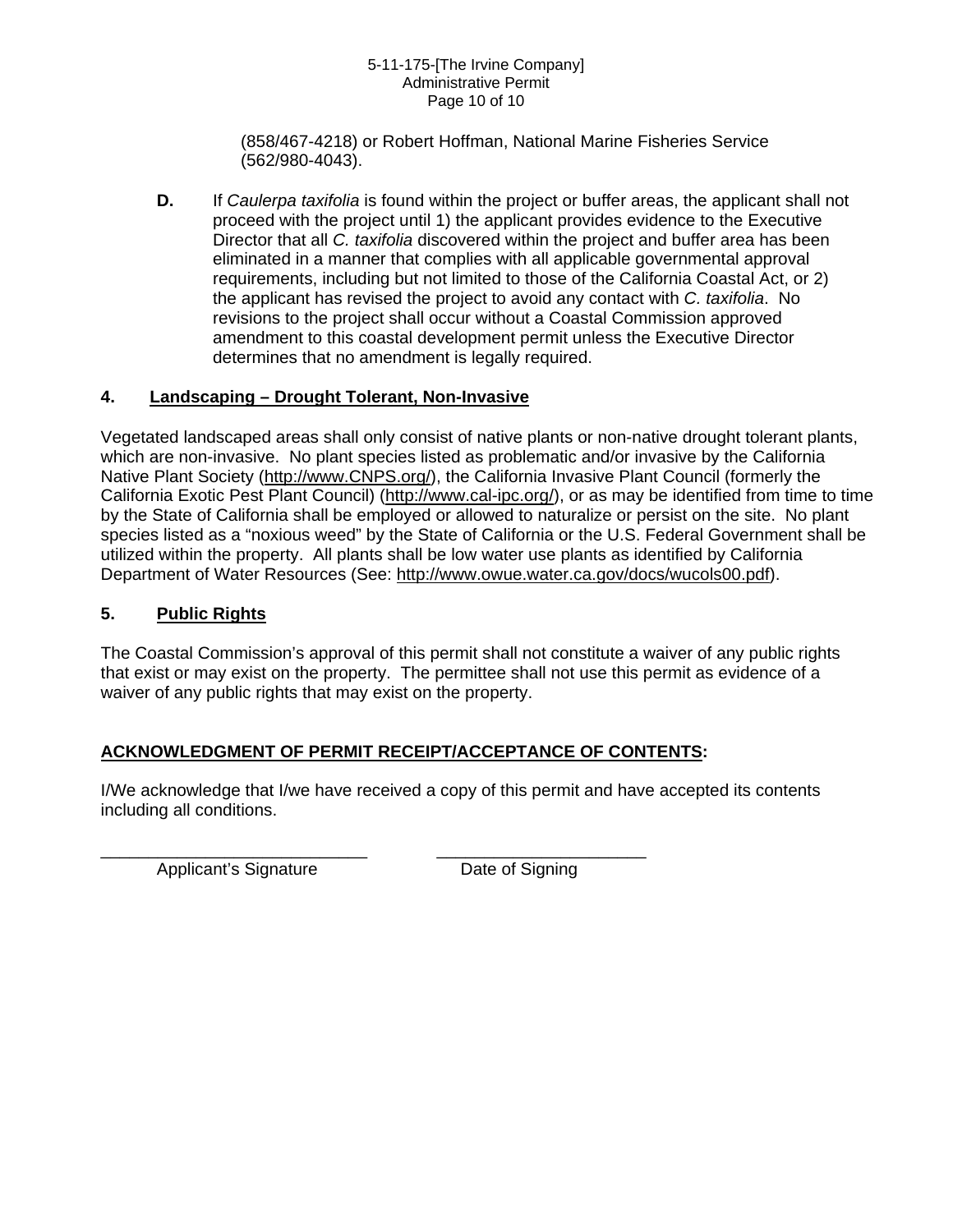(858/467-4218) or Robert Hoffman, National Marine Fisheries Service (562/980-4043).

**D.** If *Caulerpa taxifolia* is found within the project or buffer areas, the applicant shall not proceed with the project until 1) the applicant provides evidence to the Executive Director that all *C. taxifolia* discovered within the project and buffer area has been eliminated in a manner that complies with all applicable governmental approval requirements, including but not limited to those of the California Coastal Act, or 2) the applicant has revised the project to avoid any contact with *C. taxifolia*. No revisions to the project shall occur without a Coastal Commission approved amendment to this coastal development permit unless the Executive Director determines that no amendment is legally required.

## 4. Landscaping – Drought Tolerant, Non-Invasive

Vegetated landscaped areas shall only consist of native plants or non-native drought tolerant plants, which are non-invasive. No plant species listed as problematic and/or invasive by the California Native Plant Society (http://www.CNPS.org/), the California Invasive Plant Council (formerly the California Exotic Pest Plant Council) (http://www.cal-ipc.org/), or as may be identified from time to time by the State of California shall be employed or allowed to naturalize or persist on the site. No plant species listed as a "noxious weed" by the State of California or the U.S. Federal Government shall be utilized within the property. All plants shall be low water use plants as identified by California Department of Water Resources (See: http://www.owue.water.ca.gov/docs/wucols00.pdf).

## 5. Public Rights

The Coastal Commission's approval of this permit shall not constitute a waiver of any public rights that exist or may exist on the property. The permittee shall not use this permit as evidence of a waiver of any public rights that may exist on the property.

## ACKNOWLEDGMENT OF PERMIT RECEIPT/ACCEPTANCE OF CONTENTS:

I/We acknowledge that I/we have received a copy of this permit and have accepted its contents including all conditions.

\_\_\_\_\_\_\_\_\_\_\_\_\_\_\_\_\_\_\_\_\_\_\_\_\_\_\_\_ Applicant's Signature

\_\_\_\_\_\_\_\_\_\_\_\_\_\_\_\_\_\_\_\_\_\_ Date of Signing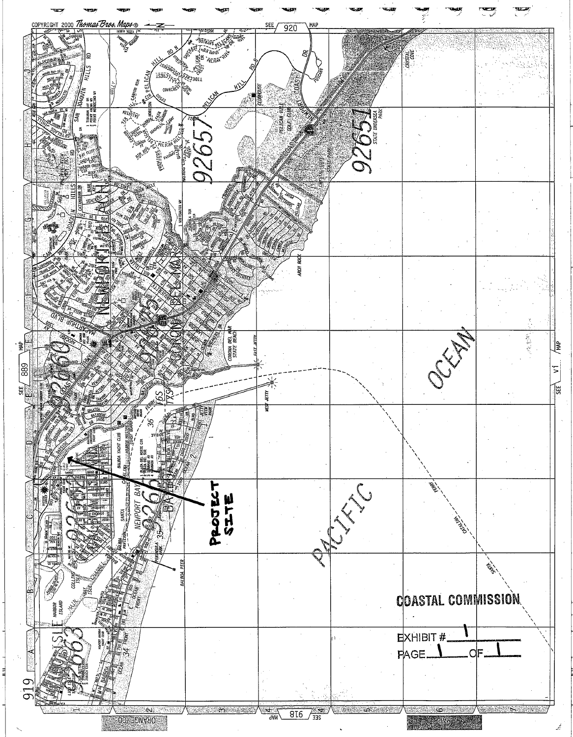COPYRIGHT 2000 Thomas Bros. Maps®

PROJECT SITE

PACIFIC OCEAN

COASTAL COMMISSION

EXHIBIT # 1

PAGE 1 OF 1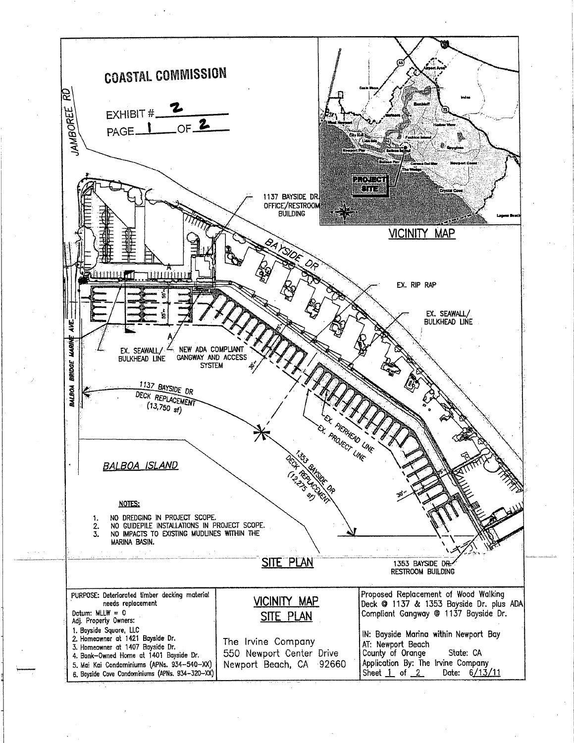# COASTAL COMMISSION

EXHIBIT # 2

PAGE 1 OF 2

VICINITY MAP

SITE PLAN

JAMBOREE RD

BAYSIDE DR

1137 BAYSIDE DR. OFFICE/RESTROOM BUILDING

EX. RIP RAP

EX. SEAWALL/ BULKHEAD LINE

EX. SEAWALL/ BULKHEAD LINE

NEW ADA COMPLIANT GANGWAY AND ACCESS SYSTEM

BALBOA BRIDGE MARINE AVE.

1137 BAYSIDE DR DECK REPLACEMENT (13,750 sf)

1353 BAYSIDE DR DECK REPLACEMENT (12,275 sf)

EX. PIERHEAD LINE

EX. PROJECT LINE

BALBOA ISLAND

1353 BAYSIDE DR. RESTROOM BUILDING

**NOTES:**

1. NO DREDGING IN PROJECT SCOPE.
2. NO GUIDEPILE INSTALLATIONS IN PROJECT SCOPE.
3. NO IMPACTS TO EXISTING MUDLINES WITHIN THE MARINA BASIN.

| PURPOSE: Deteriorated timber decking material needs replacement<br>Datum: MLLW = 0<br>Adj. Property Owners:<br>1. Bayside Square, LLC<br>2. Homeowner at 1421 Bayside Dr.<br>3. Homeowner at 1407 Bayside Dr.<br>4. Bank-Owned Home at 1401 Bayside Dr.<br>5. Mai Kai Condominiums (APNs. 934-540-XX)<br>6. Bayside Cove Condominiums (APNs. 934-320-XX) | VICINITY MAP<br>SITE PLAN<br><br>The Irvine Company<br>550 Newport Center Drive<br>Newport Beach, CA 92660 | Proposed Replacement of Wood Walking Deck @ 1137 & 1353 Bayside Dr. plus ADA Compliant Gangway @ 1137 Bayside Dr.<br><br>IN: Bayside Marina within Newport Bay<br>AT: Newport Beach<br>County of Orange State: CA<br>Application By: The Irvine Company<br>Sheet 1 of 2 Date: 6/13/11 |
|---|---|---|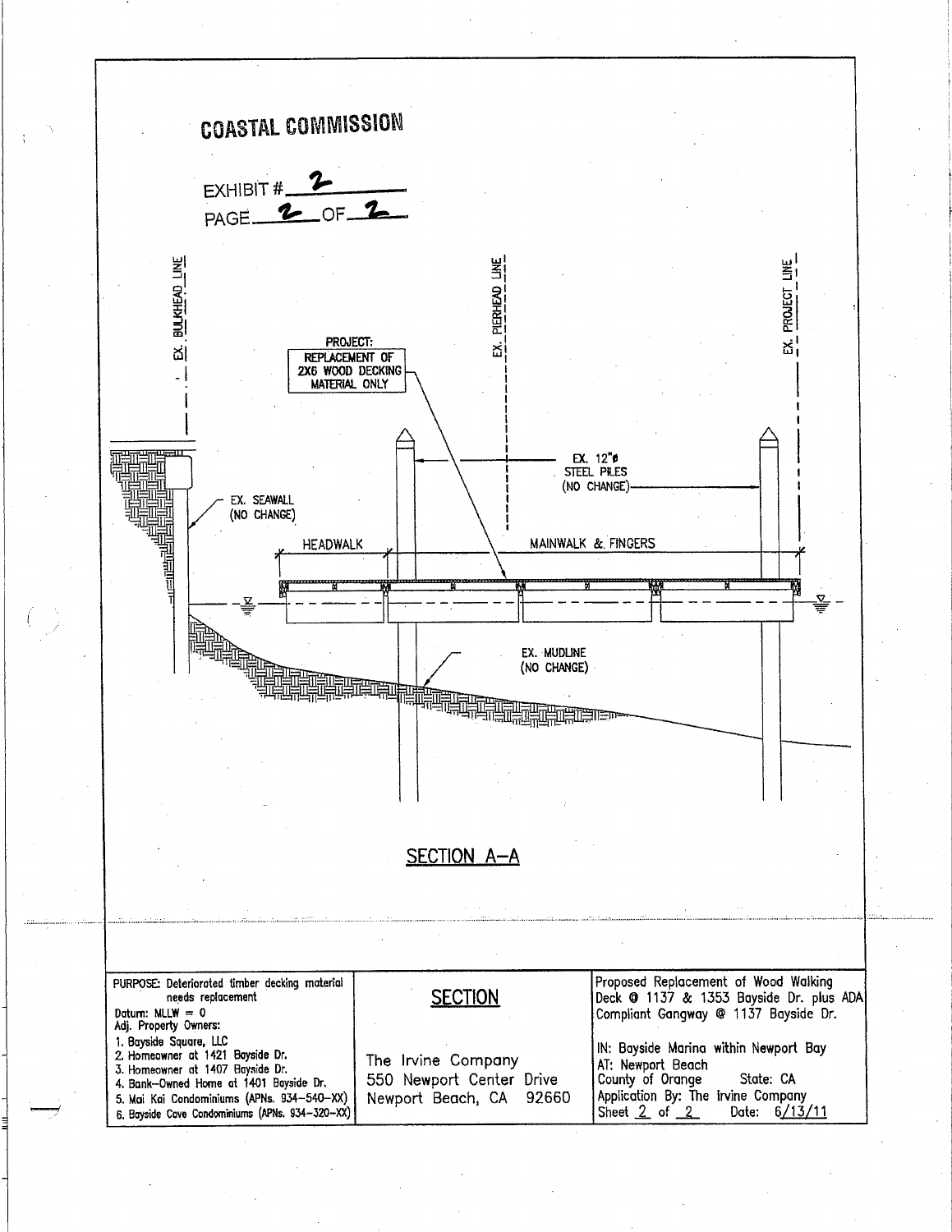**COASTAL COMMISSION**

EXHIBIT # 2

PAGE 2 OF 2

EX. BULKHEAD LINE

EX. PIERHEAD LINE

EX. PROJECT LINE

PROJECT:
REPLACEMENT OF
2X6 WOOD DECKING
MATERIAL ONLY

EX. 12"ø
STEEL PILES
(NO CHANGE)

EX. SEAWALL
(NO CHANGE)

HEADWALK

MAINWALK & FINGERS

EX. MUDLINE
(NO CHANGE)

## SECTION A–A

| PURPOSE: Deteriorated timber decking material needs replacement<br>Datum: MLLW = 0<br>Adj. Property Owners:<br>1. Bayside Square, LLC<br>2. Homeowner at 1421 Bayside Dr.<br>3. Homeowner at 1407 Bayside Dr.<br>4. Bank–Owned Home at 1401 Bayside Dr.<br>5. Mai Kai Condominiums (APNs. 934–540–XX)<br>6. Bayside Cove Condominiums (APNs. 934–320–XX) | **SECTION**<br><br>The Irvine Company<br>550 Newport Center Drive<br>Newport Beach, CA 92660 | Proposed Replacement of Wood Walking Deck @ 1137 & 1353 Bayside Dr. plus ADA Compliant Gangway @ 1137 Bayside Dr.<br><br>IN: Bayside Marina within Newport Bay<br>AT: Newport Beach<br>County of Orange State: CA<br>Application By: The Irvine Company<br>Sheet 2 of 2 Date: 6/13/11 |
|---|---|---|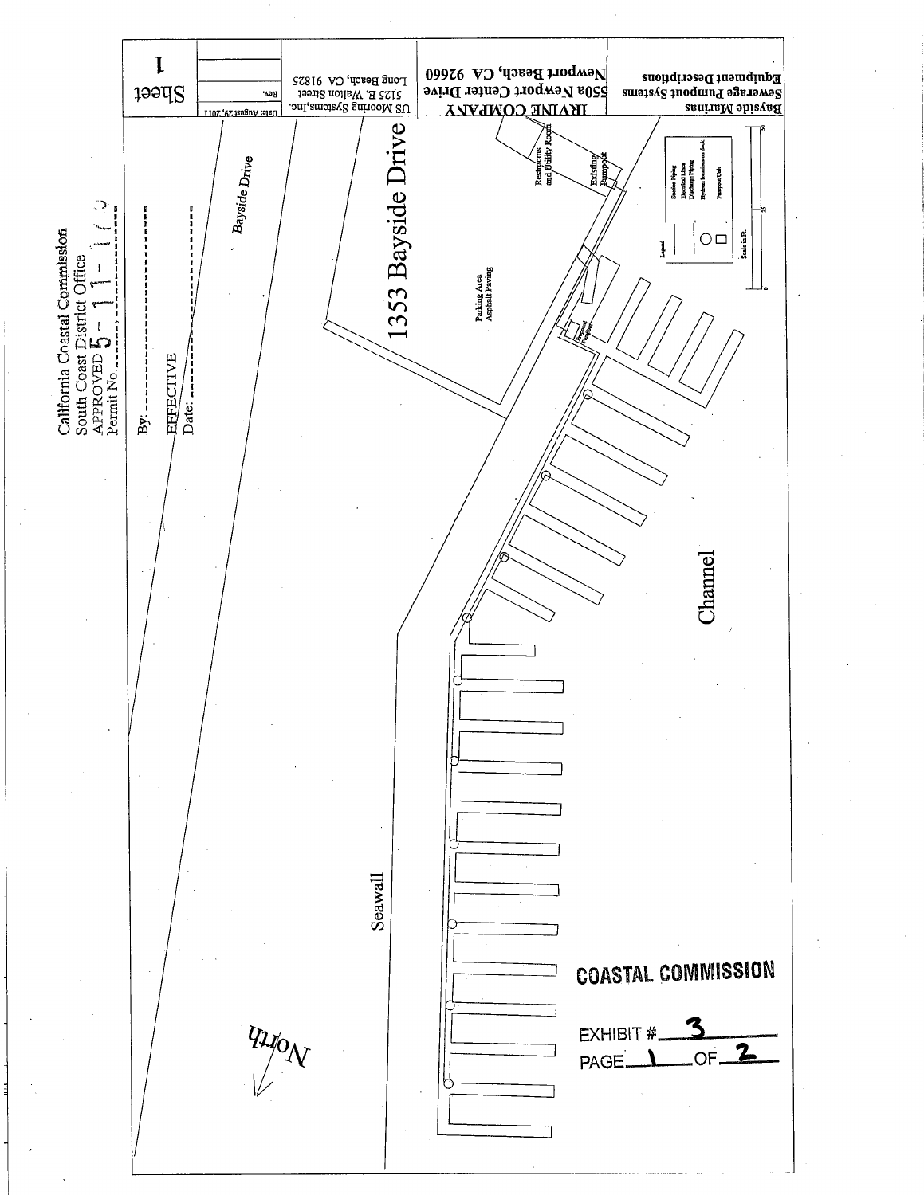California Coastal Commission
South Coast District Office
APPROVED 5 - 11 - 1 ( 3
Permit No.

By:

EFFECTIVE
Date:

Bayside Drive

1353 Bayside Drive

Parking Area
Asphalt Paving

Restrooms and Utility Room

Existing Pumpout

Proposed Pumpout

Legend

Suction Piping
Electrical Lines
Discharge Piping
Hydrant locations on dock
Pumpout Unit

Scale in Ft.

Channel

Seawall

North

Bayside Marinas
Sewerage Pumpout Systems
Equipment Descriptions

IRVINE COMPANY
550a Newport Center Drive
Newport Beach, CA 92660

US Mooring Systems, Inc.
512 E. Walton Street
Long Beach, CA 91825

Date: August 25, 2011

Rev.

Sheet 1

COASTAL COMMISSION

EXHIBIT # 3

PAGE 1 OF 2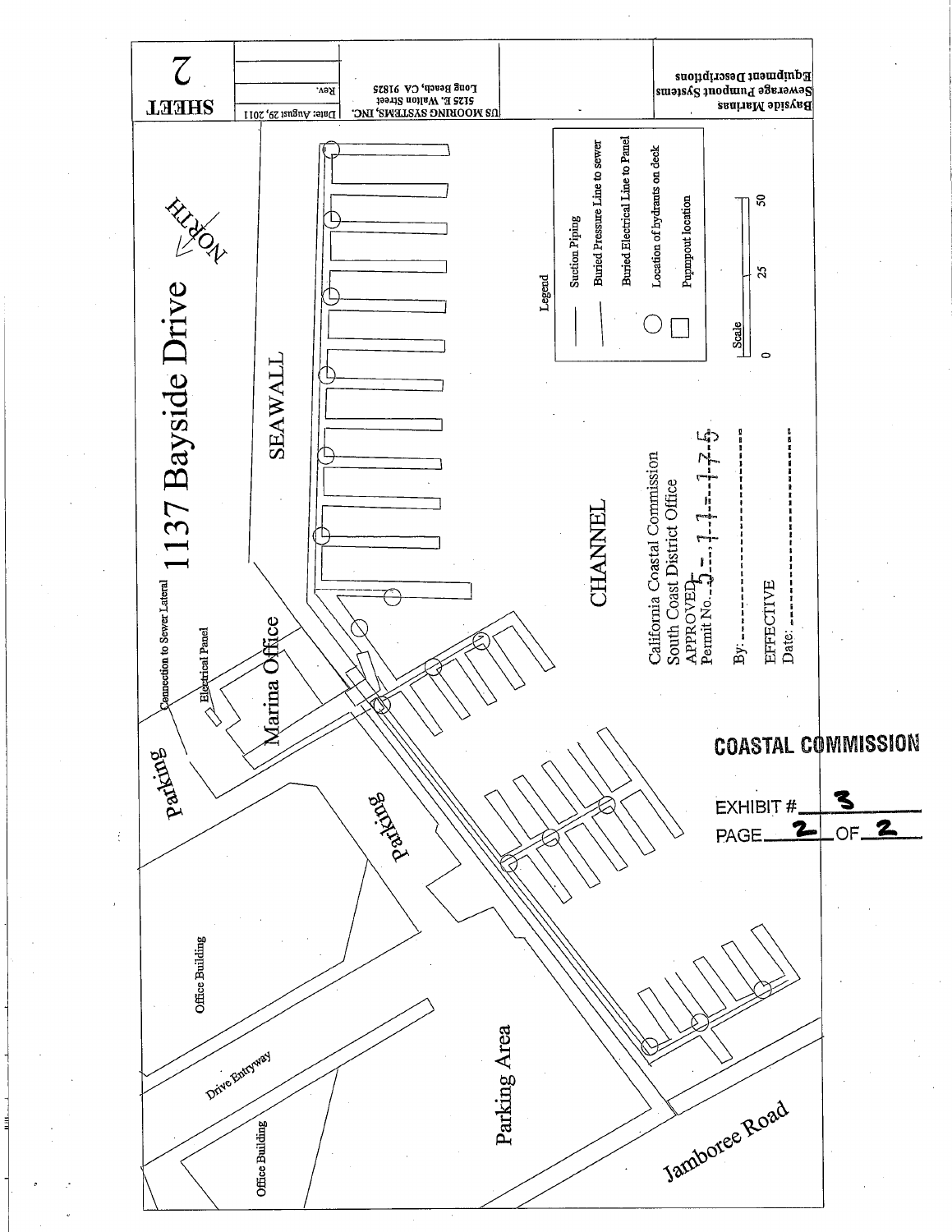# 1137 Bayside Drive

NORTH

SEAWALL

CHANNEL

Marina Office

Connection to Sewer Lateral

Electrical Panel

Parking

Parking

Office Building

Drive Entryway

Office Building

Parking Area

Jamboree Road

**Legend**

| Symbol | Description |
| --- | --- |
| — | Suction Piping |
| — | Buried Pressure Line to sewer |
| — | Buried Electrical Line to Panel |
| ○ | Location of hydrants on deck |
| □ | Pumpout location |

Scale: 0 — 25 — 50

California Coastal Commission
South Coast District Office
APPROVED
Permit No. 5-11-175

By: ____________________

EFFECTIVE
Date: ____________________

**COASTAL COMMISSION**

EXHIBIT # 3

PAGE 2 OF 2

| Bayside Marinas Sewerage Pumpout Systems Equipment Descriptions | | US MOORING SYSTEMS, INC. 5125 E. Walton Street Long Beach, CA 91825 | Date: August 29, 2011 Rev. | SHEET 2 |
| --- | --- | --- | --- | --- |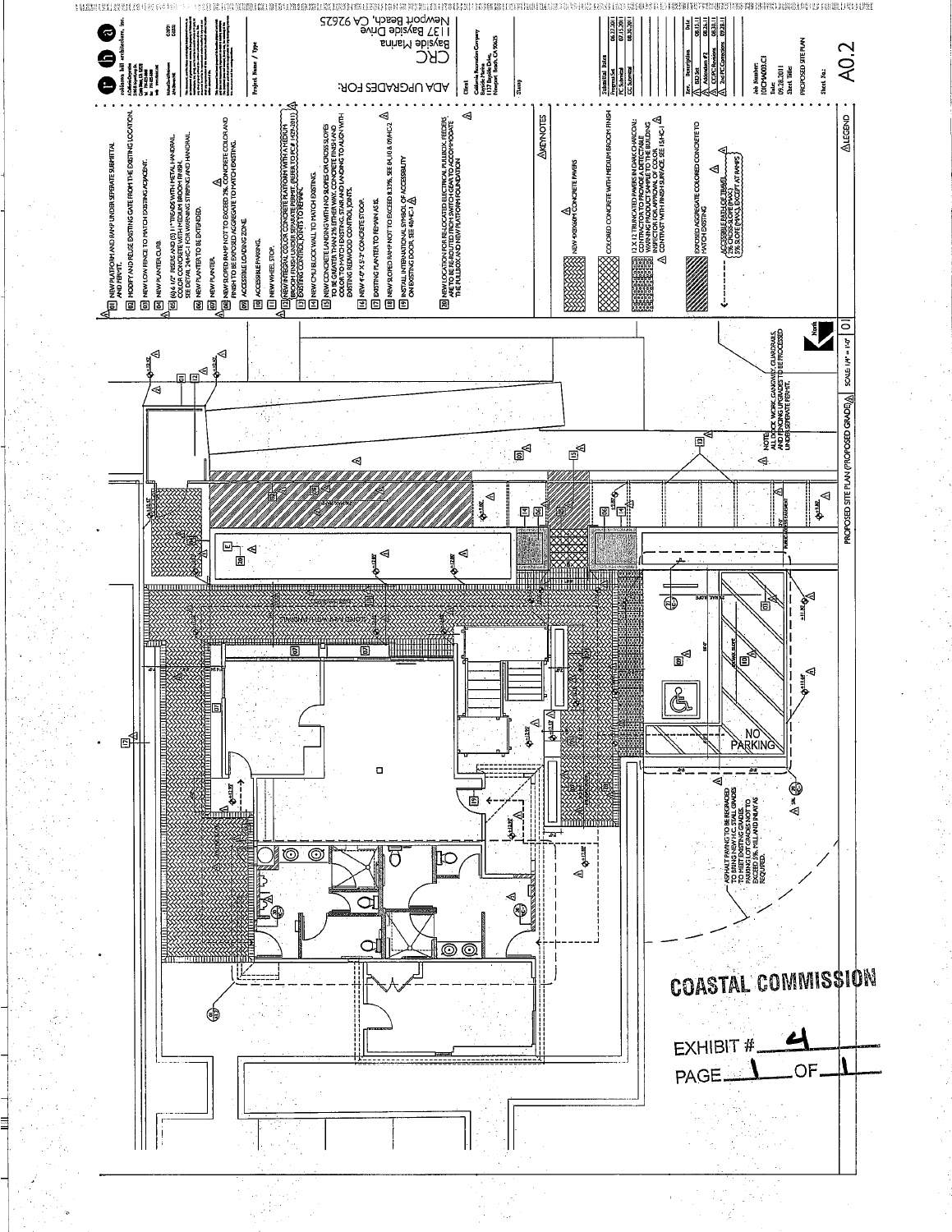ADA UPGRADES FOR:

CRC
Bayside Marina
1137 Bayside Drive
Newport Beach, CA 92625

Client
California Recreation Company
Bayside Marina
1137 Bayside Drive,
Newport Beach, CA 92625

Project Name / Type

Stamp

1. NEW PLATFORM AND RAMP UNDER SEPERATE SUBMITTAL AND PERMIT.
2. MODIFY AND REUSE EXISTING GATE FROM THE EXISTING LOCATION.
3. NEW LOW FENCE TO MATCH EXISTING ADJACENT.
4. NEW PLANTER CURB.
5. (6) 6 1/2" RISERS AND (5) 11" TREADS WITH METAL HANDRAIL. COLOR CONCRETE WITH MEDIUM BROOM FINISH. SEE DETAIL 2/AHC-1 FOR WARNING STRIPING AND HANDRAIL.
6. NEW PLANTER TO BE EXTENDED.
7. NEW PLANTER.
8. NEW SLOPED RAMP NOT TO EXCEED 2%. CONCRETE COLOR AND FINISH TO BE EXPOSED AGGREGATE TO MATCH EXISTING.
9. ACCESSIBLE LOADING ZONE.
10. ACCESSIBLE PARKING.
11. NEW WHEEL STOP.
12. NEW INTEGRAL COLOR CONCRETE PLATFORM WITH A MEDIUM (BROOM FINISH UNDER SEPARATE PERMIT. (REFER TO PC# 1429-2011)) EXISTING CONTROL JOINTS TO REMAIN.
13. NEW CMU BLOCK WALL TO MATCH EXISTING.
14. NEW CONCRETE LANDING WITH NO SLOPES OR CROSS SLOPES TO BE GREATER THAN 2% EITHER WAY. CONCRETE FINISH AND COLOR TO MATCH EXISTING. STAIR AND LANDING TO ALIGN WITH EXISTING REDWOOD CONTROL JOINTS.
15. NEW 4'-0" X 5'-2" CONCRETE STOOP.
16. EXISTING PLANTER TO REMAIN AS IS.
17. NEW SLOPED RAMP NOT TO EXCEED 8.33%. SEE 04,10 & 09/AHC-2
18. INSTALL INTERNATIONAL SYMBOL OF ACCESSIBILITY ON EXISTING DOOR. SEE 40/AHC-1
19. NEW LOCATION FOR RELOCATED ELECTRICAL PULLBOX. FEEDERS ARE TO BE REROUTED FROM SWITCH GEAR TO ACCOMMODATE THE PULLBOX AND NEW PLATFORM FOUNDATION

KEYNOTES

NEW 4X8X60MM CONCRETE PAVERS

COLORED CONCRETE WITH MEDIUM BROOM FINISH

12 X 12 TRUNCATED PAVERS IN DARK CHARCOAL. CONTRACTOR TO PROVIDE A DETECTABLE WARNING PRODUCT SAMPLE TO THE BUILDING INSPECTOR FOR APPROVAL OF COLOR CONTRAST WITH FINISH SURFACE. SEE 15/AHC-1

EXPOSED AGGREGATE COLORED CONCRETE TO MATCH EXISTING

ACCESSIBLE PATH OF TRAVEL
2% CROSS-SLOPE (MAX.)
5% SLOPE (MAX.) EXCEPT AT RAMPS

LEGEND

| Submittal Dates | |
|---|---|
| Progress Set | 06.17.2011 |
| PC Submittal | 07.15.2011 |
| CC Submittal | 08.30.2011 |

| Rev. | Description | Date |
|---|---|---|
| 1 | BID Set | 08.15.11 |
| 2 | Addendum #2 | 08.26.11 |
| 3 | CC/PC Revisions | 08.30.11 |
| 4 | 2nd PC Corrections | 09.28.11 |

Job Number: 10CM003.C1
Date: 09.28.2011
Sheet Title: PROPOSED SITE PLAN
Sheet No.: A0.2

ASPHALT PAVING TO BE REGRADED TO BRING NEW H.C. STALL GRADES TO MEET EXISTING GRADES. PARKING LOT GRADES NOT TO EXCEED 5%. MILL AND INLAY AS REQUIRED.

NO PARKING

NOTE: ALL DOCK WORK, GANGWAY, GUARDRAILS, AND FENDING UPGRADES TO BE PROCESSED UNDER SEPERATE PERMIT.

PROPOSED SITE PLAN (PROPOSED GRADE) SCALE: 1/4" = 1'-0" 01

North

COASTAL COMMISSION

EXHIBIT # 4
PAGE 1 OF 1